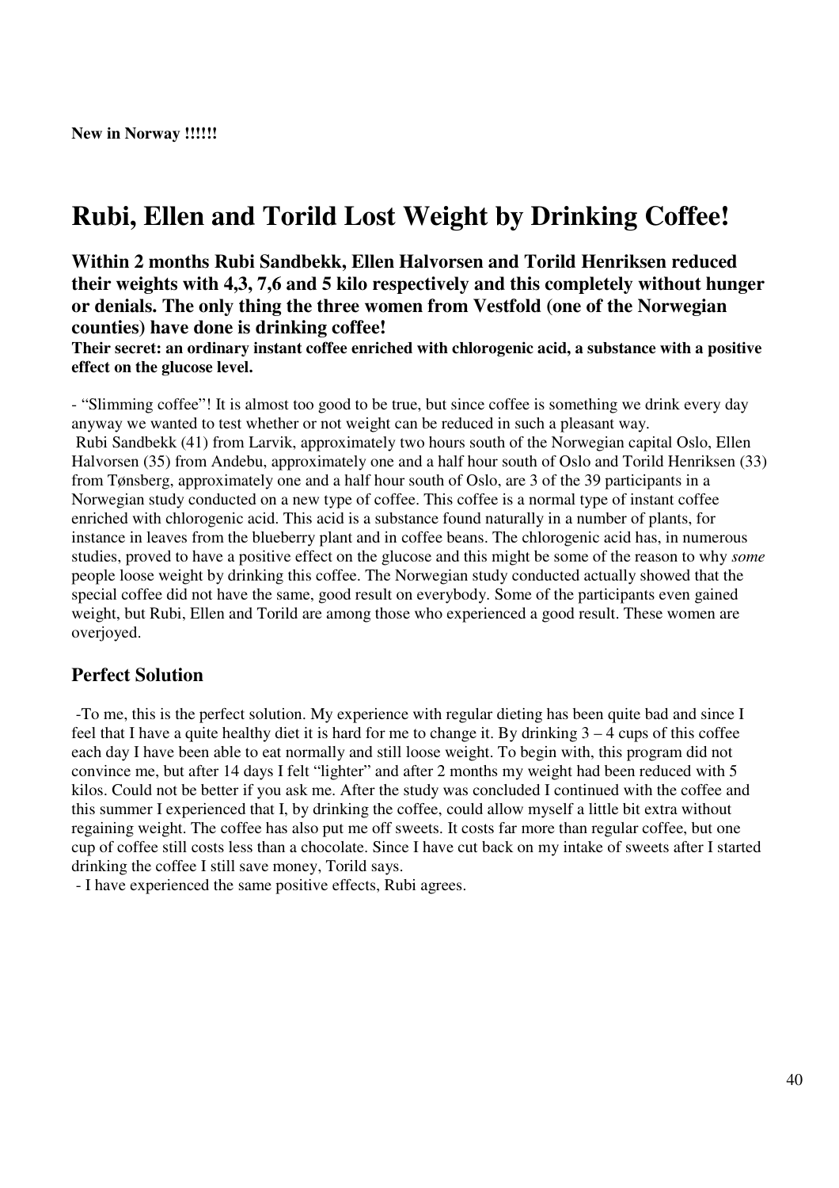**New in Norway !!!!!!**

# Rubi, Ellen and Torild Lost Weight by Drinking Coffee!

### Within 2 months Rubi Sandbekk, Ellen Halvorsen and Torild Henriksen reduced their weights with 4,3, 7,6 and 5 kilo respectively and this completely without hunger or denials. The only thing the three women from Vestfold (one of the Norwegian counties) have done is drinking coffee!

**Their secret: an ordinary instant coffee enriched with chlorogenic acid, a substance with a positive effect on the glucose level.**

- "Slimming coffee"! It is almost too good to be true, but since coffee is something we drink every day anyway we wanted to test whether or not weight can be reduced in such a pleasant way.

Rubi Sandbekk (41) from Larvik, approximately two hours south of the Norwegian capital Oslo, Ellen Halvorsen (35) from Andebu, approximately one and a half hour south of Oslo and Torild Henriksen (33) from Tønsberg, approximately one and a half hour south of Oslo, are 3 of the 39 participants in a Norwegian study conducted on a new type of coffee. This coffee is a normal type of instant coffee enriched with chlorogenic acid. This acid is a substance found naturally in a number of plants, for instance in leaves from the blueberry plant and in coffee beans. The chlorogenic acid has, in numerous studies, proved to have a positive effect on the glucose and this might be some of the reason to why *some* people loose weight by drinking this coffee. The Norwegian study conducted actually showed that the special coffee did not have the same, good result on everybody. Some of the participants even gained weight, but Rubi, Ellen and Torild are among those who experienced a good result. These women are overjoyed.

## Perfect Solution

-To me, this is the perfect solution. My experience with regular dieting has been quite bad and since I feel that I have a quite healthy diet it is hard for me to change it. By drinking 3 – 4 cups of this coffee each day I have been able to eat normally and still loose weight. To begin with, this program did not convince me, but after 14 days I felt "lighter" and after 2 months my weight had been reduced with 5 kilos. Could not be better if you ask me. After the study was concluded I continued with the coffee and this summer I experienced that I, by drinking the coffee, could allow myself a little bit extra without regaining weight. The coffee has also put me off sweets. It costs far more than regular coffee, but one cup of coffee still costs less than a chocolate. Since I have cut back on my intake of sweets after I started drinking the coffee I still save money, Torild says.

- I have experienced the same positive effects, Rubi agrees.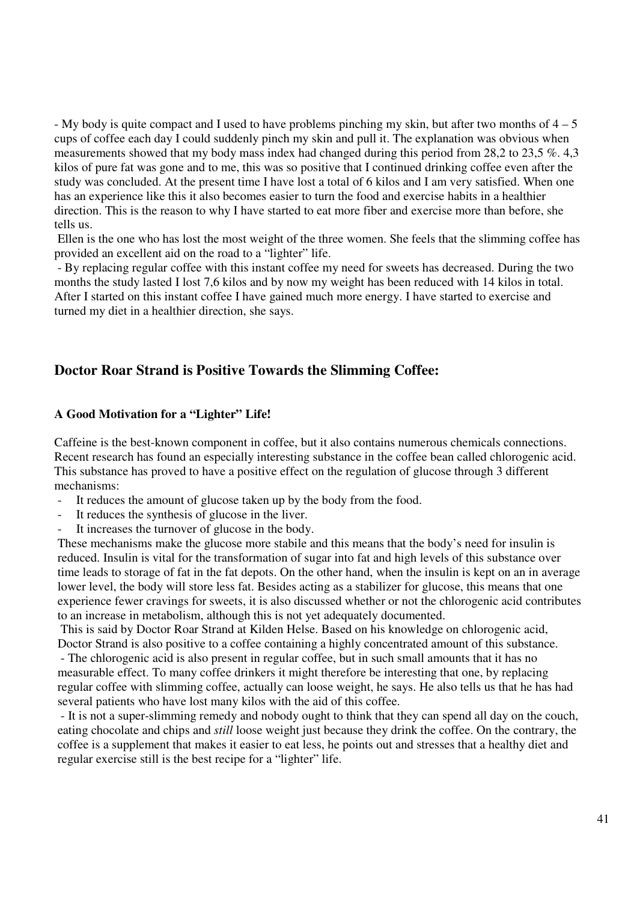- My body is quite compact and I used to have problems pinching my skin, but after two months of 4 – 5 cups of coffee each day I could suddenly pinch my skin and pull it. The explanation was obvious when measurements showed that my body mass index had changed during this period from 28,2 to 23,5 %. 4,3 kilos of pure fat was gone and to me, this was so positive that I continued drinking coffee even after the study was concluded. At the present time I have lost a total of 6 kilos and I am very satisfied. When one has an experience like this it also becomes easier to turn the food and exercise habits in a healthier direction. This is the reason to why I have started to eat more fiber and exercise more than before, she tells us.

Ellen is the one who has lost the most weight of the three women. She feels that the slimming coffee has provided an excellent aid on the road to a "lighter" life.

- By replacing regular coffee with this instant coffee my need for sweets has decreased. During the two months the study lasted I lost 7,6 kilos and by now my weight has been reduced with 14 kilos in total. After I started on this instant coffee I have gained much more energy. I have started to exercise and turned my diet in a healthier direction, she says.

## Doctor Roar Strand is Positive Towards the Slimming Coffee:

#### A Good Motivation for a "Lighter" Life!

Caffeine is the best-known component in coffee, but it also contains numerous chemicals connections. Recent research has found an especially interesting substance in the coffee bean called chlorogenic acid. This substance has proved to have a positive effect on the regulation of glucose through 3 different mechanisms:

- It reduces the amount of glucose taken up by the body from the food.
- It reduces the synthesis of glucose in the liver.
- It increases the turnover of glucose in the body.

These mechanisms make the glucose more stabile and this means that the body's need for insulin is reduced. Insulin is vital for the transformation of sugar into fat and high levels of this substance over time leads to storage of fat in the fat depots. On the other hand, when the insulin is kept on an in average lower level, the body will store less fat. Besides acting as a stabilizer for glucose, this means that one experience fewer cravings for sweets, it is also discussed whether or not the chlorogenic acid contributes to an increase in metabolism, although this is not yet adequately documented.

This is said by Doctor Roar Strand at Kilden Helse. Based on his knowledge on chlorogenic acid, Doctor Strand is also positive to a coffee containing a highly concentrated amount of this substance.

- The chlorogenic acid is also present in regular coffee, but in such small amounts that it has no measurable effect. To many coffee drinkers it might therefore be interesting that one, by replacing regular coffee with slimming coffee, actually can loose weight, he says. He also tells us that he has had several patients who have lost many kilos with the aid of this coffee.

- It is not a super-slimming remedy and nobody ought to think that they can spend all day on the couch, eating chocolate and chips and *still* loose weight just because they drink the coffee. On the contrary, the coffee is a supplement that makes it easier to eat less, he points out and stresses that a healthy diet and regular exercise still is the best recipe for a "lighter" life.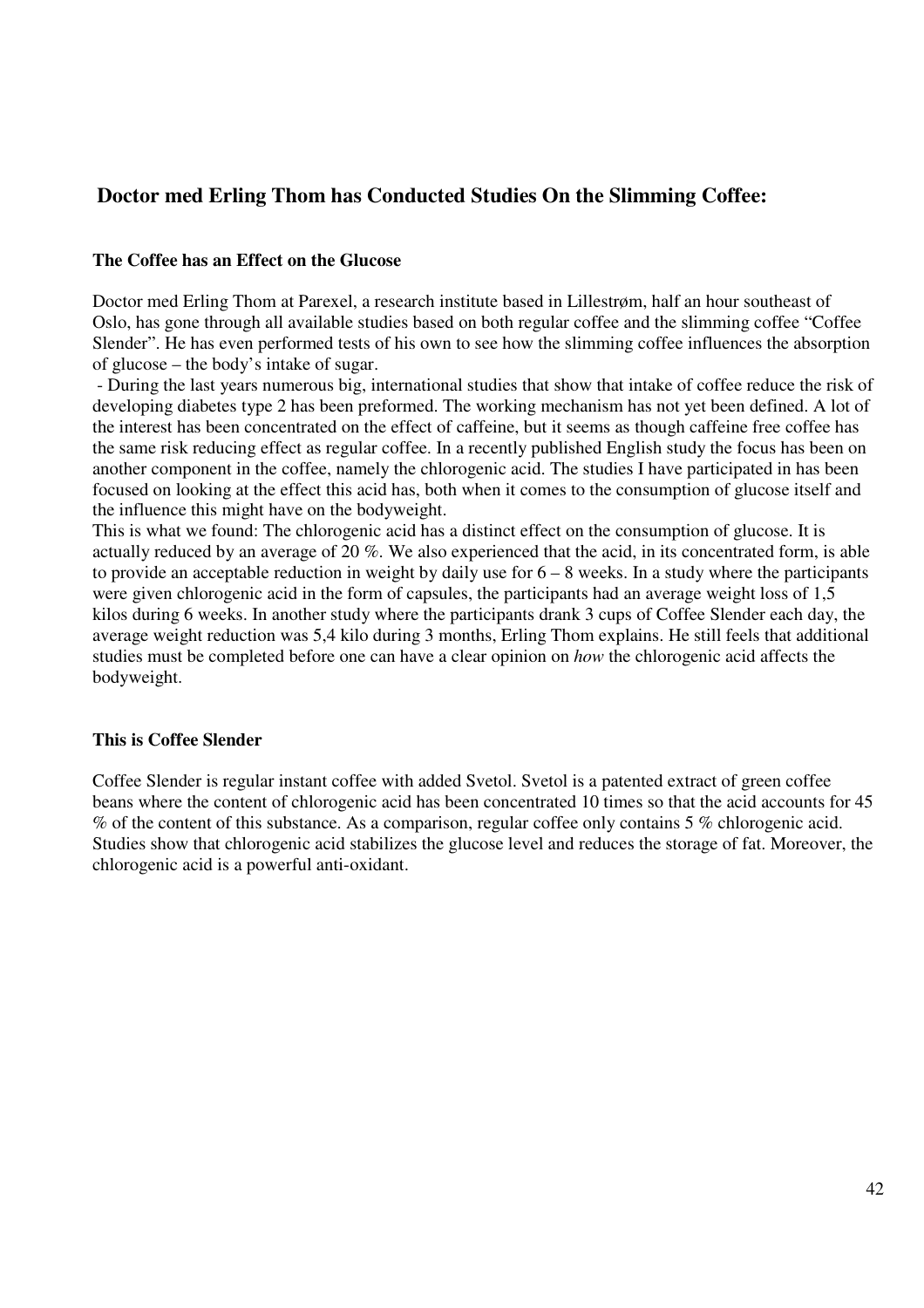## Doctor med Erling Thom has Conducted Studies On the Slimming Coffee:

### The Coffee has an Effect on the Glucose

Doctor med Erling Thom at Parexel, a research institute based in Lillestrøm, half an hour southeast of Oslo, has gone through all available studies based on both regular coffee and the slimming coffee "Coffee Slender". He has even performed tests of his own to see how the slimming coffee influences the absorption of glucose – the body's intake of sugar.

- During the last years numerous big, international studies that show that intake of coffee reduce the risk of developing diabetes type 2 has been preformed. The working mechanism has not yet been defined. A lot of the interest has been concentrated on the effect of caffeine, but it seems as though caffeine free coffee has the same risk reducing effect as regular coffee. In a recently published English study the focus has been on another component in the coffee, namely the chlorogenic acid. The studies I have participated in has been focused on looking at the effect this acid has, both when it comes to the consumption of glucose itself and the influence this might have on the bodyweight.

This is what we found: The chlorogenic acid has a distinct effect on the consumption of glucose. It is actually reduced by an average of 20 %. We also experienced that the acid, in its concentrated form, is able to provide an acceptable reduction in weight by daily use for 6 – 8 weeks. In a study where the participants were given chlorogenic acid in the form of capsules, the participants had an average weight loss of 1,5 kilos during 6 weeks. In another study where the participants drank 3 cups of Coffee Slender each day, the average weight reduction was 5,4 kilo during 3 months, Erling Thom explains. He still feels that additional studies must be completed before one can have a clear opinion on *how* the chlorogenic acid affects the bodyweight.

### This is Coffee Slender

Coffee Slender is regular instant coffee with added Svetol. Svetol is a patented extract of green coffee beans where the content of chlorogenic acid has been concentrated 10 times so that the acid accounts for 45 % of the content of this substance. As a comparison, regular coffee only contains 5 % chlorogenic acid. Studies show that chlorogenic acid stabilizes the glucose level and reduces the storage of fat. Moreover, the chlorogenic acid is a powerful anti-oxidant.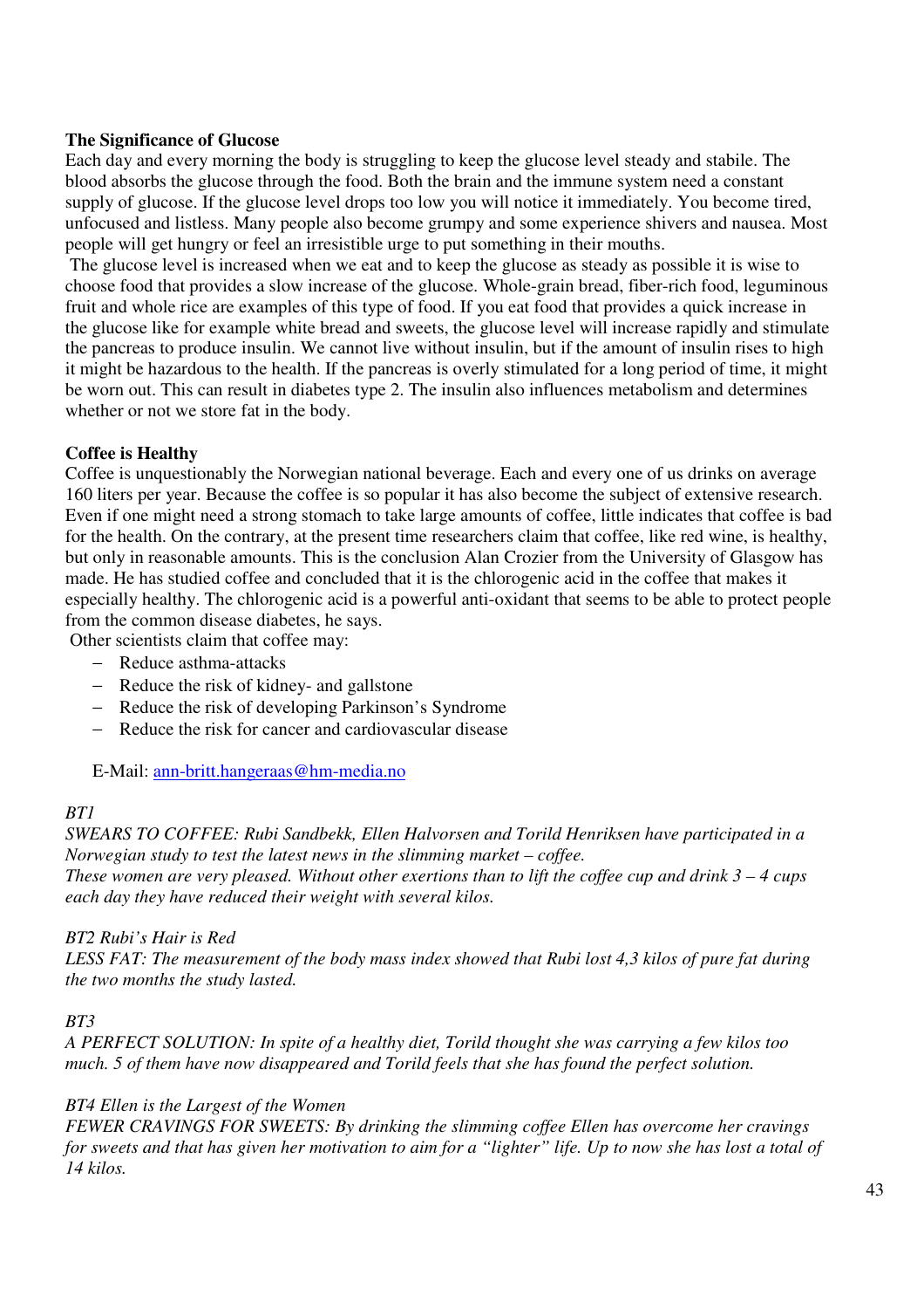**The Significance of Glucose**

Each day and every morning the body is struggling to keep the glucose level steady and stabile. The blood absorbs the glucose through the food. Both the brain and the immune system need a constant supply of glucose. If the glucose level drops too low you will notice it immediately. You become tired, unfocused and listless. Many people also become grumpy and some experience shivers and nausea. Most people will get hungry or feel an irresistible urge to put something in their mouths.

The glucose level is increased when we eat and to keep the glucose as steady as possible it is wise to choose food that provides a slow increase of the glucose. Whole-grain bread, fiber-rich food, leguminous fruit and whole rice are examples of this type of food. If you eat food that provides a quick increase in the glucose like for example white bread and sweets, the glucose level will increase rapidly and stimulate the pancreas to produce insulin. We cannot live without insulin, but if the amount of insulin rises to high it might be hazardous to the health. If the pancreas is overly stimulated for a long period of time, it might be worn out. This can result in diabetes type 2. The insulin also influences metabolism and determines whether or not we store fat in the body.

**Coffee is Healthy**

Coffee is unquestionably the Norwegian national beverage. Each and every one of us drinks on average 160 liters per year. Because the coffee is so popular it has also become the subject of extensive research. Even if one might need a strong stomach to take large amounts of coffee, little indicates that coffee is bad for the health. On the contrary, at the present time researchers claim that coffee, like red wine, is healthy, but only in reasonable amounts. This is the conclusion Alan Crozier from the University of Glasgow has made. He has studied coffee and concluded that it is the chlorogenic acid in the coffee that makes it especially healthy. The chlorogenic acid is a powerful anti-oxidant that seems to be able to protect people from the common disease diabetes, he says.

Other scientists claim that coffee may:

- Reduce asthma-attacks
- Reduce the risk of kidney- and gallstone
- Reduce the risk of developing Parkinson's Syndrome
- Reduce the risk for cancer and cardiovascular disease

E-Mail: ann-britt.hangeraas@hm-media.no

*BT1*

*SWEARS TO COFFEE: Rubi Sandbekk, Ellen Halvorsen and Torild Henriksen have participated in a Norwegian study to test the latest news in the slimming market – coffee.*

*These women are very pleased. Without other exertions than to lift the coffee cup and drink 3 – 4 cups each day they have reduced their weight with several kilos.*

*BT2 Rubi's Hair is Red*

*LESS FAT: The measurement of the body mass index showed that Rubi lost 4,3 kilos of pure fat during the two months the study lasted.*

*BT3*

*A PERFECT SOLUTION: In spite of a healthy diet, Torild thought she was carrying a few kilos too much. 5 of them have now disappeared and Torild feels that she has found the perfect solution.*

*BT4 Ellen is the Largest of the Women*

*FEWER CRAVINGS FOR SWEETS: By drinking the slimming coffee Ellen has overcome her cravings for sweets and that has given her motivation to aim for a "lighter" life. Up to now she has lost a total of 14 kilos.*